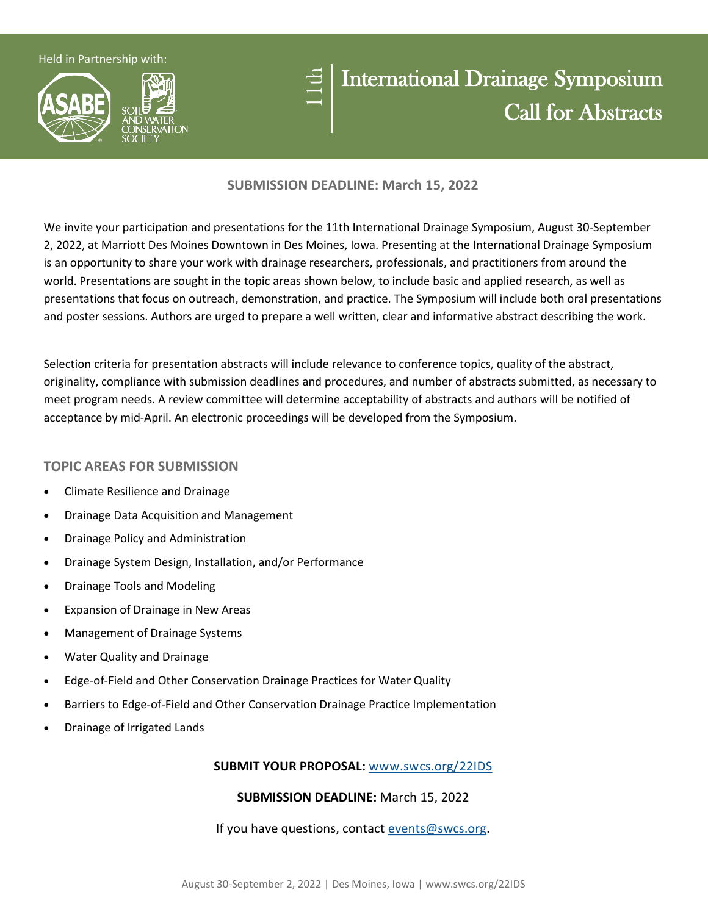Held in Partnership with:

ASABE

SOIL AND WATER CONSERVATION SOCIETY

# 11th International Drainage Symposium Call for Abstracts

**SUBMISSION DEADLINE: March 15, 2022**

We invite your participation and presentations for the 11th International Drainage Symposium, August 30-September 2, 2022, at Marriott Des Moines Downtown in Des Moines, Iowa. Presenting at the International Drainage Symposium is an opportunity to share your work with drainage researchers, professionals, and practitioners from around the world. Presentations are sought in the topic areas shown below, to include basic and applied research, as well as presentations that focus on outreach, demonstration, and practice. The Symposium will include both oral presentations and poster sessions. Authors are urged to prepare a well written, clear and informative abstract describing the work.

Selection criteria for presentation abstracts will include relevance to conference topics, quality of the abstract, originality, compliance with submission deadlines and procedures, and number of abstracts submitted, as necessary to meet program needs. A review committee will determine acceptability of abstracts and authors will be notified of acceptance by mid-April. An electronic proceedings will be developed from the Symposium.

## TOPIC AREAS FOR SUBMISSION

- Climate Resilience and Drainage
- Drainage Data Acquisition and Management
- Drainage Policy and Administration
- Drainage System Design, Installation, and/or Performance
- Drainage Tools and Modeling
- Expansion of Drainage in New Areas
- Management of Drainage Systems
- Water Quality and Drainage
- Edge-of-Field and Other Conservation Drainage Practices for Water Quality
- Barriers to Edge-of-Field and Other Conservation Drainage Practice Implementation
- Drainage of Irrigated Lands

**SUBMIT YOUR PROPOSAL:** www.swcs.org/22IDS

**SUBMISSION DEADLINE:** March 15, 2022

If you have questions, contact events@swcs.org.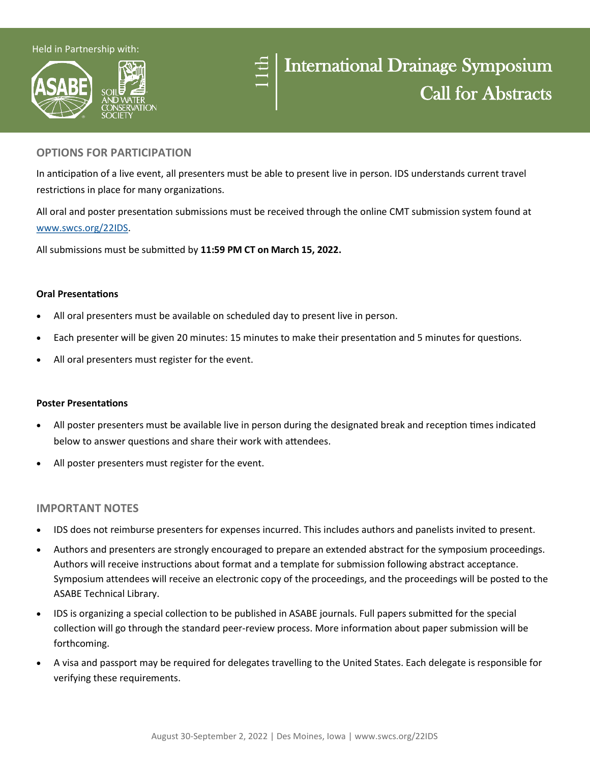Held in Partnership with:

# 11th International Drainage Symposium Call for Abstracts

## OPTIONS FOR PARTICIPATION

In anticipation of a live event, all presenters must be able to present live in person. IDS understands current travel restrictions in place for many organizations.

All oral and poster presentation submissions must be received through the online CMT submission system found at [www.swcs.org/22IDS](http://www.swcs.org/22IDS).

All submissions must be submitted by **11:59 PM CT on March 15, 2022.**

### Oral Presentations

- All oral presenters must be available on scheduled day to present live in person.
- Each presenter will be given 20 minutes: 15 minutes to make their presentation and 5 minutes for questions.
- All oral presenters must register for the event.

### Poster Presentations

- All poster presenters must be available live in person during the designated break and reception times indicated below to answer questions and share their work with attendees.
- All poster presenters must register for the event.

## IMPORTANT NOTES

- IDS does not reimburse presenters for expenses incurred. This includes authors and panelists invited to present.
- Authors and presenters are strongly encouraged to prepare an extended abstract for the symposium proceedings. Authors will receive instructions about format and a template for submission following abstract acceptance. Symposium attendees will receive an electronic copy of the proceedings, and the proceedings will be posted to the ASABE Technical Library.
- IDS is organizing a special collection to be published in ASABE journals. Full papers submitted for the special collection will go through the standard peer-review process. More information about paper submission will be forthcoming.
- A visa and passport may be required for delegates travelling to the United States. Each delegate is responsible for verifying these requirements.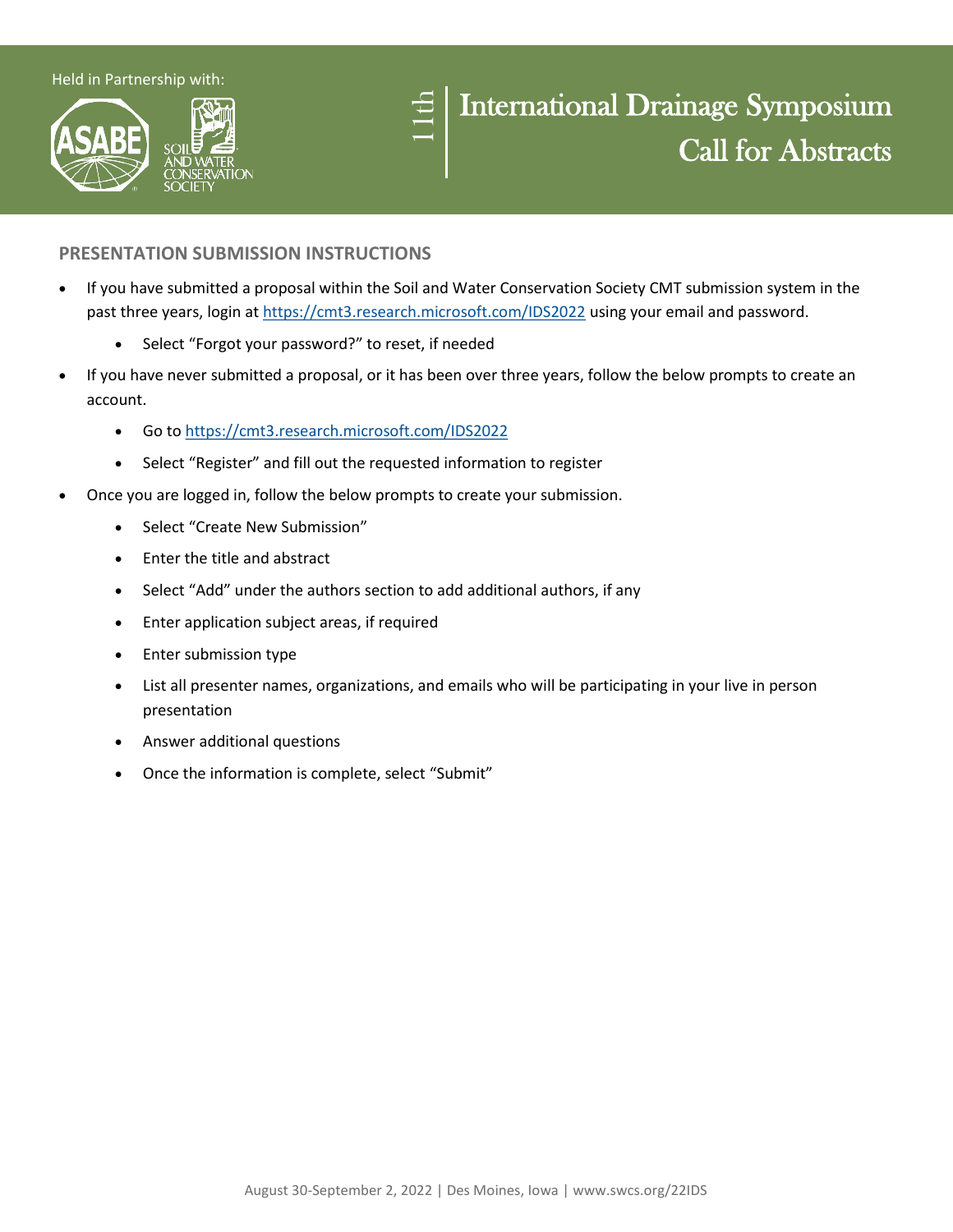## PRESENTATION SUBMISSION INSTRUCTIONS

- If you have submitted a proposal within the Soil and Water Conservation Society CMT submission system in the past three years, login at https://cmt3.research.microsoft.com/IDS2022 using your email and password.
  - Select "Forgot your password?" to reset, if needed
- If you have never submitted a proposal, or it has been over three years, follow the below prompts to create an account.
  - Go to https://cmt3.research.microsoft.com/IDS2022
  - Select "Register" and fill out the requested information to register
- Once you are logged in, follow the below prompts to create your submission.
  - Select "Create New Submission"
  - Enter the title and abstract
  - Select "Add" under the authors section to add additional authors, if any
  - Enter application subject areas, if required
  - Enter submission type
  - List all presenter names, organizations, and emails who will be participating in your live in person presentation
  - Answer additional questions
  - Once the information is complete, select "Submit"